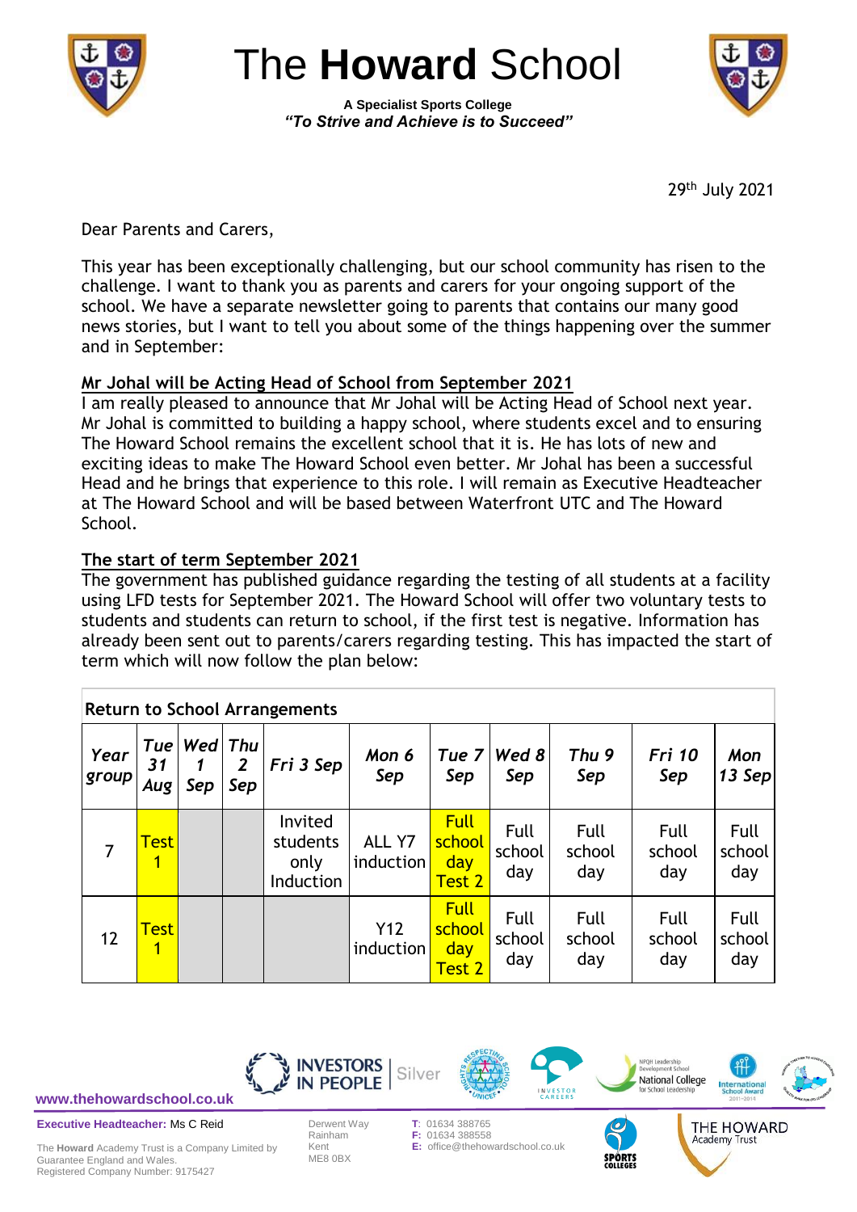# The **Howard** School

**A Specialist Sports College**
***"To Strive and Achieve is to Succeed"***

29th July 2021

Dear Parents and Carers,

This year has been exceptionally challenging, but our school community has risen to the challenge. I want to thank you as parents and carers for your ongoing support of the school. We have a separate newsletter going to parents that contains our many good news stories, but I want to tell you about some of the things happening over the summer and in September:

## Mr Johal will be Acting Head of School from September 2021

I am really pleased to announce that Mr Johal will be Acting Head of School next year. Mr Johal is committed to building a happy school, where students excel and to ensuring The Howard School remains the excellent school that it is. He has lots of new and exciting ideas to make The Howard School even better. Mr Johal has been a successful Head and he brings that experience to this role. I will remain as Executive Headteacher at The Howard School and will be based between Waterfront UTC and The Howard School.

## The start of term September 2021

The government has published guidance regarding the testing of all students at a facility using LFD tests for September 2021. The Howard School will offer two voluntary tests to students and students can return to school, if the first test is negative. Information has already been sent out to parents/carers regarding testing. This has impacted the start of term which will now follow the plan below:

**Return to School Arrangements**

| *Year group* | *Tue 31 Aug* | *Wed 1 Sep* | *Thu 2 Sep* | *Fri 3 Sep* | *Mon 6 Sep* | *Tue 7 Sep* | *Wed 8 Sep* | *Thu 9 Sep* | *Fri 10 Sep* | *Mon 13 Sep* |
|---|---|---|---|---|---|---|---|---|---|---|
| 7 | Test 1 | | | Invited students only Induction | ALL Y7 induction | Full school day Test 2 | Full school day | Full school day | Full school day | Full school day |
| 12 | Test 1 | | | | Y12 induction | Full school day Test 2 | Full school day | Full school day | Full school day | Full school day |

www.thehowardschool.co.uk

**Executive Headteacher:** Ms C Reid

The **Howard** Academy Trust is a Company Limited by Guarantee England and Wales.
Registered Company Number: 9175427

Derwent Way
Rainham
Kent
ME8 0BX

T: 01634 388765
F: 01634 388558
E: office@thehowardschool.co.uk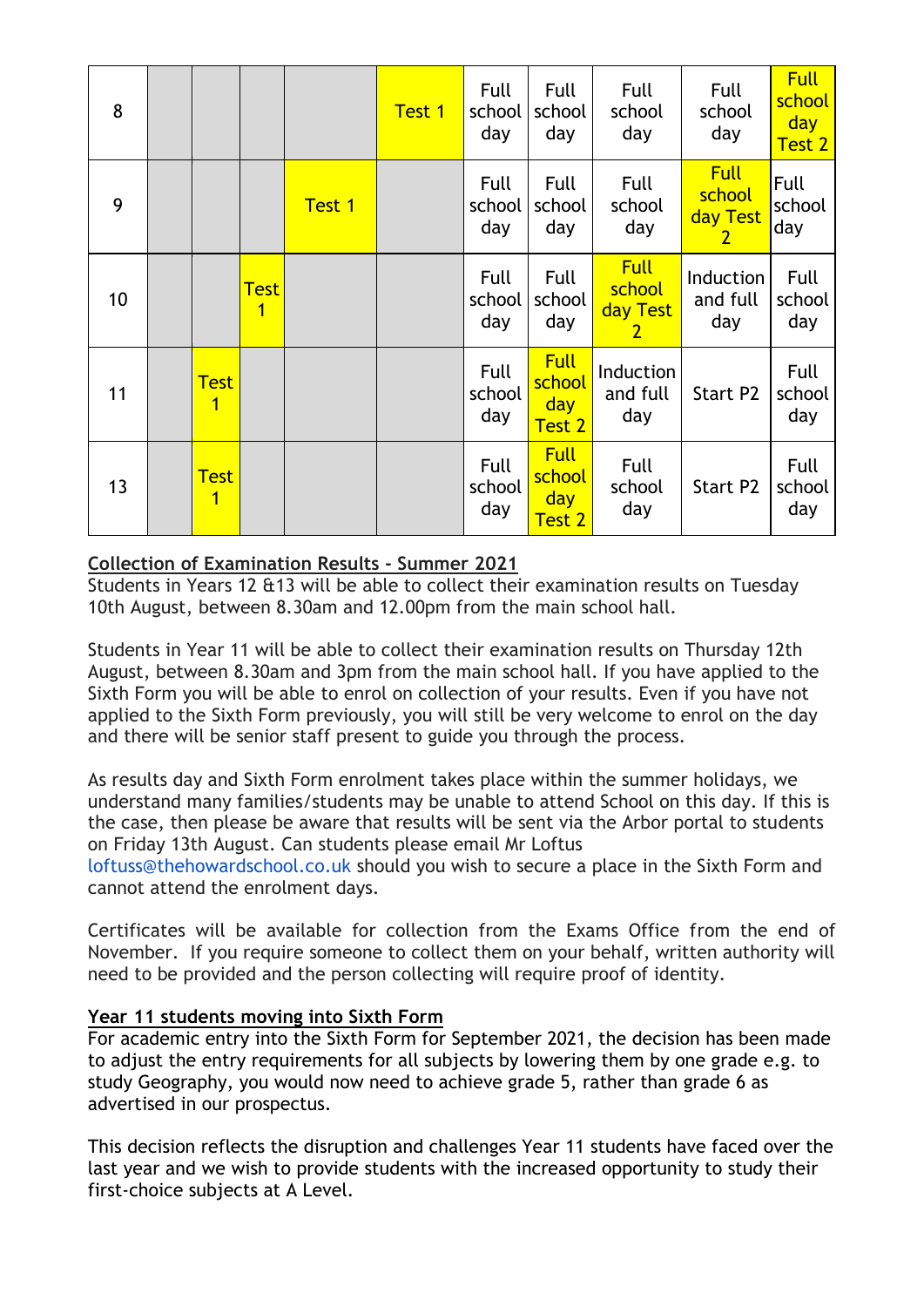| 8 | | | | | Test 1 | Full school day | Full school day | Full school day | Full school day | Full school day Test 2 |
|---|---|---|---|---|---|---|---|---|---|---|
| 9 | | | | Test 1 | | Full school day | Full school day | Full school day | Full school day Test 2 | Full school day |
| 10 | | | Test 1 | | | Full school day | Full school day | Full school day Test 2 | Induction and full day | Full school day |
| 11 | | Test 1 | | | | Full school day | Full school day Test 2 | Induction and full day | Start P2 | Full school day |
| 13 | | Test 1 | | | | Full school day | Full school day Test 2 | Full school day | Start P2 | Full school day |

**Collection of Examination Results - Summer 2021**

Students in Years 12 &13 will be able to collect their examination results on Tuesday 10th August, between 8.30am and 12.00pm from the main school hall.

Students in Year 11 will be able to collect their examination results on Thursday 12th August, between 8.30am and 3pm from the main school hall. If you have applied to the Sixth Form you will be able to enrol on collection of your results. Even if you have not applied to the Sixth Form previously, you will still be very welcome to enrol on the day and there will be senior staff present to guide you through the process.

As results day and Sixth Form enrolment takes place within the summer holidays, we understand many families/students may be unable to attend School on this day. If this is the case, then please be aware that results will be sent via the Arbor portal to students on Friday 13th August. Can students please email Mr Loftus loftuss@thehowardschool.co.uk should you wish to secure a place in the Sixth Form and cannot attend the enrolment days.

Certificates will be available for collection from the Exams Office from the end of November. If you require someone to collect them on your behalf, written authority will need to be provided and the person collecting will require proof of identity.

**Year 11 students moving into Sixth Form**

For academic entry into the Sixth Form for September 2021, the decision has been made to adjust the entry requirements for all subjects by lowering them by one grade e.g. to study Geography, you would now need to achieve grade 5, rather than grade 6 as advertised in our prospectus.

This decision reflects the disruption and challenges Year 11 students have faced over the last year and we wish to provide students with the increased opportunity to study their first-choice subjects at A Level.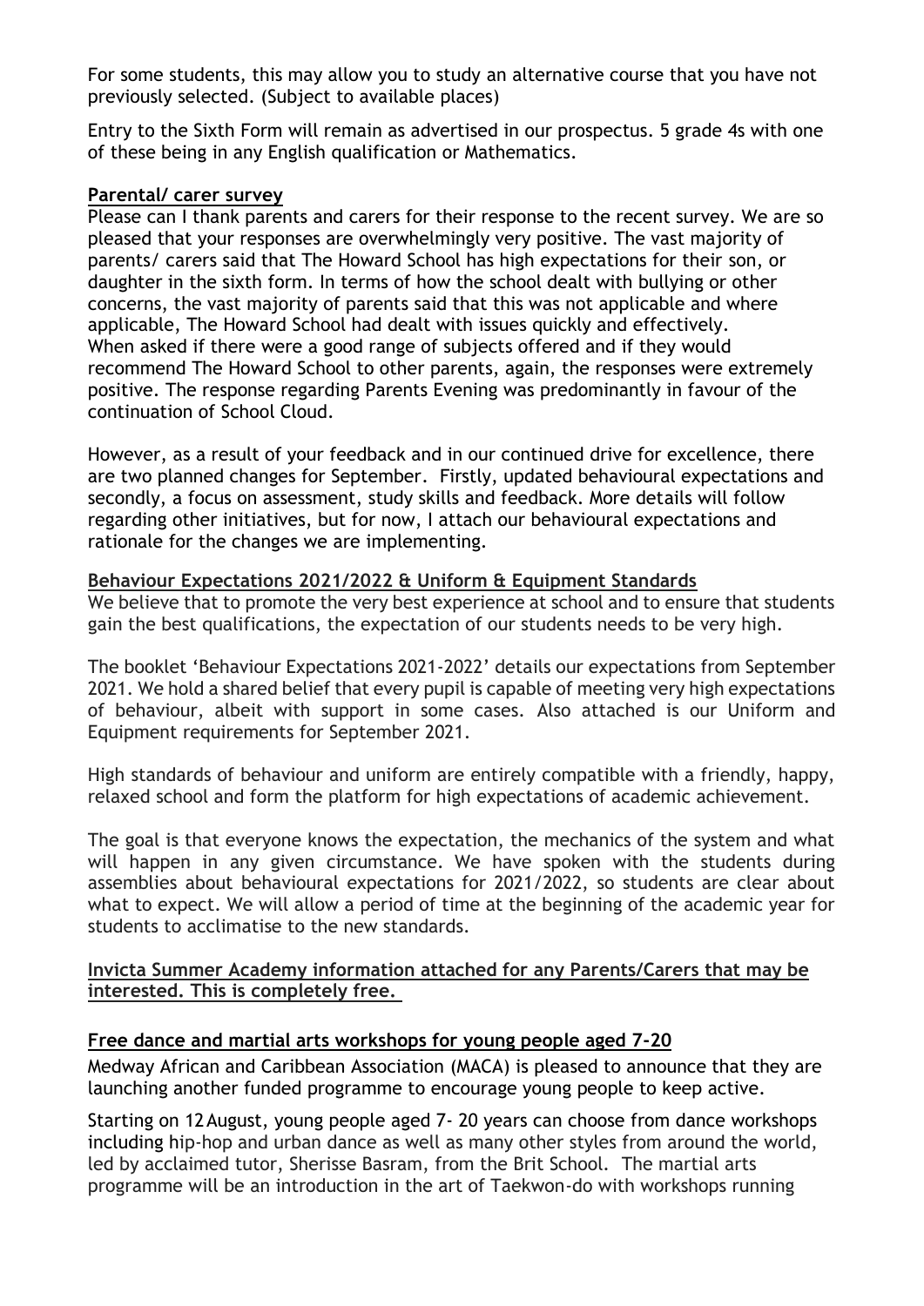For some students, this may allow you to study an alternative course that you have not previously selected. (Subject to available places)

Entry to the Sixth Form will remain as advertised in our prospectus. 5 grade 4s with one of these being in any English qualification or Mathematics.

**Parental/ carer survey**

Please can I thank parents and carers for their response to the recent survey. We are so pleased that your responses are overwhelmingly very positive. The vast majority of parents/ carers said that The Howard School has high expectations for their son, or daughter in the sixth form. In terms of how the school dealt with bullying or other concerns, the vast majority of parents said that this was not applicable and where applicable, The Howard School had dealt with issues quickly and effectively. When asked if there were a good range of subjects offered and if they would recommend The Howard School to other parents, again, the responses were extremely positive. The response regarding Parents Evening was predominantly in favour of the continuation of School Cloud.

However, as a result of your feedback and in our continued drive for excellence, there are two planned changes for September. Firstly, updated behavioural expectations and secondly, a focus on assessment, study skills and feedback. More details will follow regarding other initiatives, but for now, I attach our behavioural expectations and rationale for the changes we are implementing.

**Behaviour Expectations 2021/2022 & Uniform & Equipment Standards**

We believe that to promote the very best experience at school and to ensure that students gain the best qualifications, the expectation of our students needs to be very high.

The booklet 'Behaviour Expectations 2021-2022' details our expectations from September 2021. We hold a shared belief that every pupil is capable of meeting very high expectations of behaviour, albeit with support in some cases. Also attached is our Uniform and Equipment requirements for September 2021.

High standards of behaviour and uniform are entirely compatible with a friendly, happy, relaxed school and form the platform for high expectations of academic achievement.

The goal is that everyone knows the expectation, the mechanics of the system and what will happen in any given circumstance. We have spoken with the students during assemblies about behavioural expectations for 2021/2022, so students are clear about what to expect. We will allow a period of time at the beginning of the academic year for students to acclimatise to the new standards.

**Invicta Summer Academy information attached for any Parents/Carers that may be interested. This is completely free.**

**Free dance and martial arts workshops for young people aged 7-20**

Medway African and Caribbean Association (MACA) is pleased to announce that they are launching another funded programme to encourage young people to keep active.

Starting on 12 August, young people aged 7- 20 years can choose from dance workshops including hip-hop and urban dance as well as many other styles from around the world, led by acclaimed tutor, Sherisse Basram, from the Brit School. The martial arts programme will be an introduction in the art of Taekwon-do with workshops running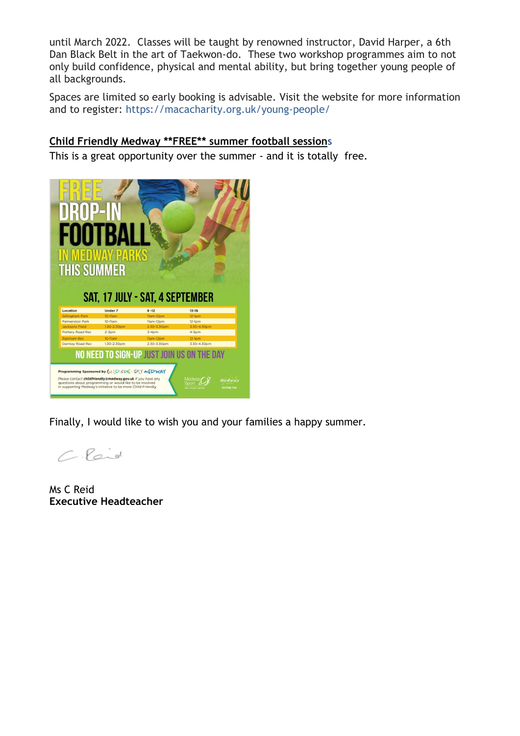until March 2022. Classes will be taught by renowned instructor, David Harper, a 6th Dan Black Belt in the art of Taekwon-do. These two workshop programmes aim to not only build confidence, physical and mental ability, but bring together young people of all backgrounds.

Spaces are limited so early booking is advisable. Visit the website for more information and to register: https://macacharity.org.uk/young-people/

**Child Friendly Medway **FREE** summer football sessions**

This is a great opportunity over the summer - and it is totally free.

FREE DROP-IN FOOTBALL IN MEDWAY PARKS THIS SUMMER

SAT, 17 JULY - SAT, 4 SEPTEMBER

| Location | Under 7 | 8 -12 | 13-16 |
|---|---|---|---|
| Gillingham Park | 10-11am | 11am-12pm | 12-1pm |
| Palmerston Park | 10-11am | 11am-12pm | 12-1pm |
| Jacksons Field | 1.30-2.30pm | 2.30-3.30pm | 3.30-4.30pm |
| Pottery Road Rec | 2-3pm | 3-4pm | 4-5pm |
| Rainham Rec | 10-11am | 11am-12pm | 12-1pm |
| Darnley Road Rec | 1.30-2.30pm | 2.30-3.30pm | 3.30-4.30pm |

NO NEED TO SIGN-UP JUST JOIN US ON THE DAY

Programming Sponsored by CHILD-FRIENDLY MEDWAY

Please contact **childfriendly@medway.gov.uk** if you have any questions about programming or would like to be involved in supporting Medway's initiative to be more Child-Friendly.

Medway Sport

Medway Serving You

Finally, I would like to wish you and your families a happy summer.

C. Reid

Ms C Reid
**Executive Headteacher**